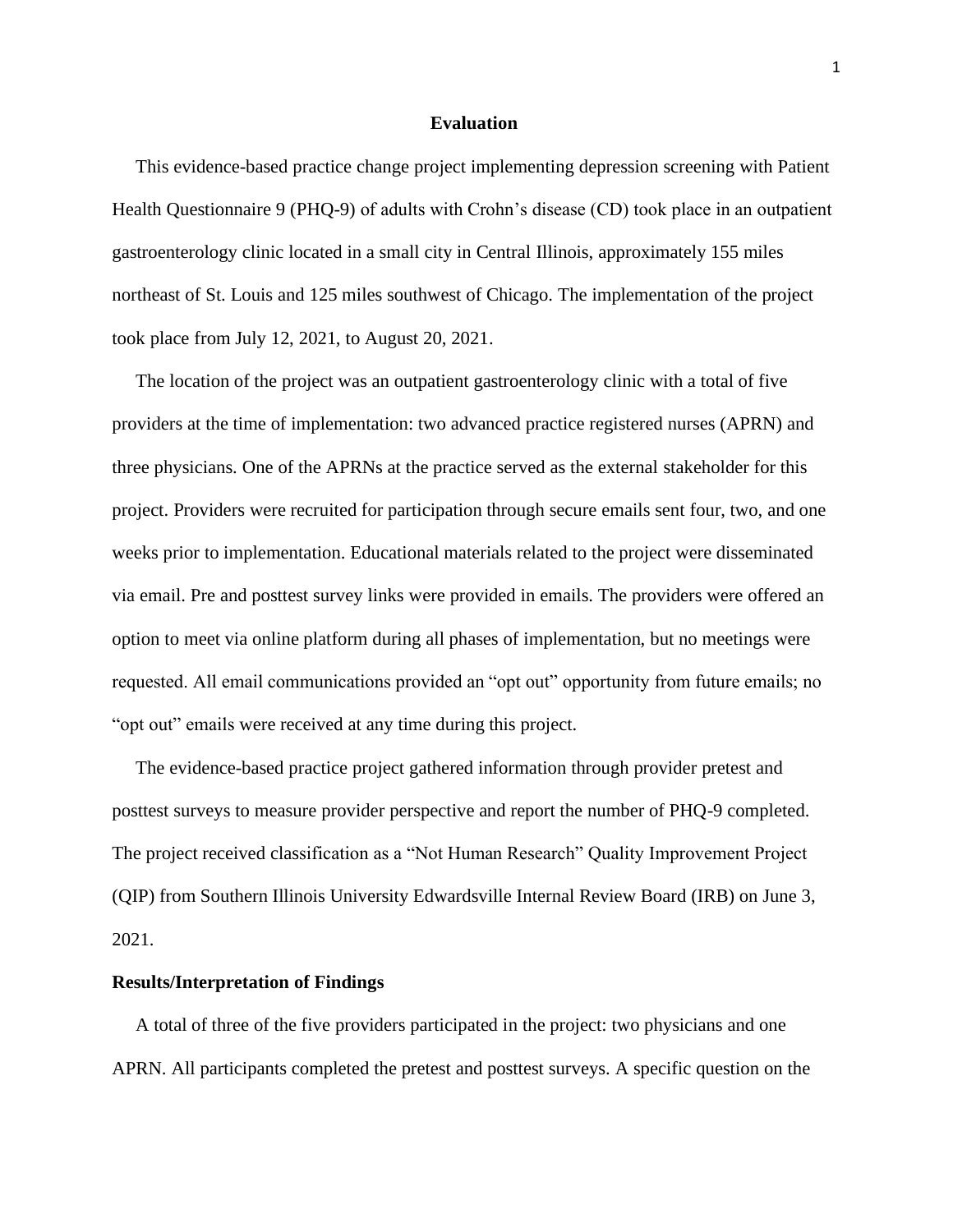## Evaluation

This evidence-based practice change project implementing depression screening with Patient Health Questionnaire 9 (PHQ-9) of adults with Crohn's disease (CD) took place in an outpatient gastroenterology clinic located in a small city in Central Illinois, approximately 155 miles northeast of St. Louis and 125 miles southwest of Chicago. The implementation of the project took place from July 12, 2021, to August 20, 2021.

The location of the project was an outpatient gastroenterology clinic with a total of five providers at the time of implementation: two advanced practice registered nurses (APRN) and three physicians. One of the APRNs at the practice served as the external stakeholder for this project. Providers were recruited for participation through secure emails sent four, two, and one weeks prior to implementation. Educational materials related to the project were disseminated via email. Pre and posttest survey links were provided in emails. The providers were offered an option to meet via online platform during all phases of implementation, but no meetings were requested. All email communications provided an "opt out" opportunity from future emails; no "opt out" emails were received at any time during this project.

The evidence-based practice project gathered information through provider pretest and posttest surveys to measure provider perspective and report the number of PHQ-9 completed. The project received classification as a "Not Human Research" Quality Improvement Project (QIP) from Southern Illinois University Edwardsville Internal Review Board (IRB) on June 3, 2021.

### Results/Interpretation of Findings

A total of three of the five providers participated in the project: two physicians and one APRN. All participants completed the pretest and posttest surveys. A specific question on the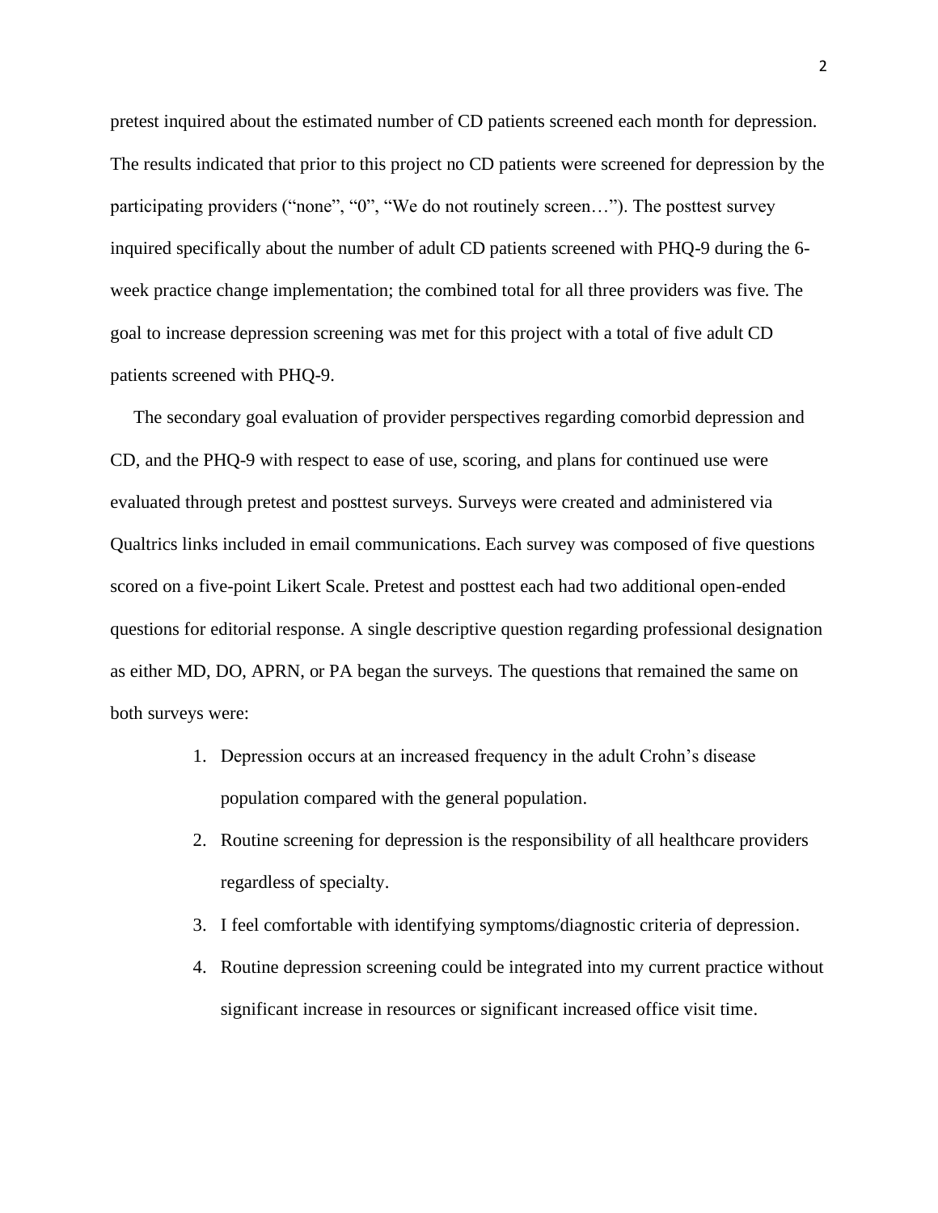pretest inquired about the estimated number of CD patients screened each month for depression. The results indicated that prior to this project no CD patients were screened for depression by the participating providers (“none”, “0”, “We do not routinely screen…”). The posttest survey inquired specifically about the number of adult CD patients screened with PHQ-9 during the 6-week practice change implementation; the combined total for all three providers was five. The goal to increase depression screening was met for this project with a total of five adult CD patients screened with PHQ-9.

The secondary goal evaluation of provider perspectives regarding comorbid depression and CD, and the PHQ-9 with respect to ease of use, scoring, and plans for continued use were evaluated through pretest and posttest surveys. Surveys were created and administered via Qualtrics links included in email communications. Each survey was composed of five questions scored on a five-point Likert Scale. Pretest and posttest each had two additional open-ended questions for editorial response. A single descriptive question regarding professional designation as either MD, DO, APRN, or PA began the surveys. The questions that remained the same on both surveys were:

1. Depression occurs at an increased frequency in the adult Crohn’s disease population compared with the general population.
2. Routine screening for depression is the responsibility of all healthcare providers regardless of specialty.
3. I feel comfortable with identifying symptoms/diagnostic criteria of depression.
4. Routine depression screening could be integrated into my current practice without significant increase in resources or significant increased office visit time.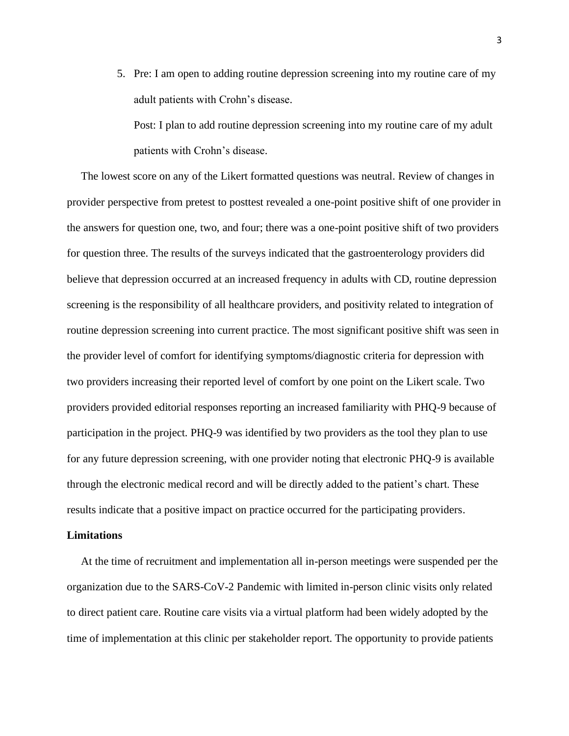5. Pre: I am open to adding routine depression screening into my routine care of my adult patients with Crohn's disease.

   Post: I plan to add routine depression screening into my routine care of my adult patients with Crohn's disease.

The lowest score on any of the Likert formatted questions was neutral. Review of changes in provider perspective from pretest to posttest revealed a one-point positive shift of one provider in the answers for question one, two, and four; there was a one-point positive shift of two providers for question three. The results of the surveys indicated that the gastroenterology providers did believe that depression occurred at an increased frequency in adults with CD, routine depression screening is the responsibility of all healthcare providers, and positivity related to integration of routine depression screening into current practice. The most significant positive shift was seen in the provider level of comfort for identifying symptoms/diagnostic criteria for depression with two providers increasing their reported level of comfort by one point on the Likert scale. Two providers provided editorial responses reporting an increased familiarity with PHQ-9 because of participation in the project. PHQ-9 was identified by two providers as the tool they plan to use for any future depression screening, with one provider noting that electronic PHQ-9 is available through the electronic medical record and will be directly added to the patient's chart. These results indicate that a positive impact on practice occurred for the participating providers.

**Limitations**

At the time of recruitment and implementation all in-person meetings were suspended per the organization due to the SARS-CoV-2 Pandemic with limited in-person clinic visits only related to direct patient care. Routine care visits via a virtual platform had been widely adopted by the time of implementation at this clinic per stakeholder report. The opportunity to provide patients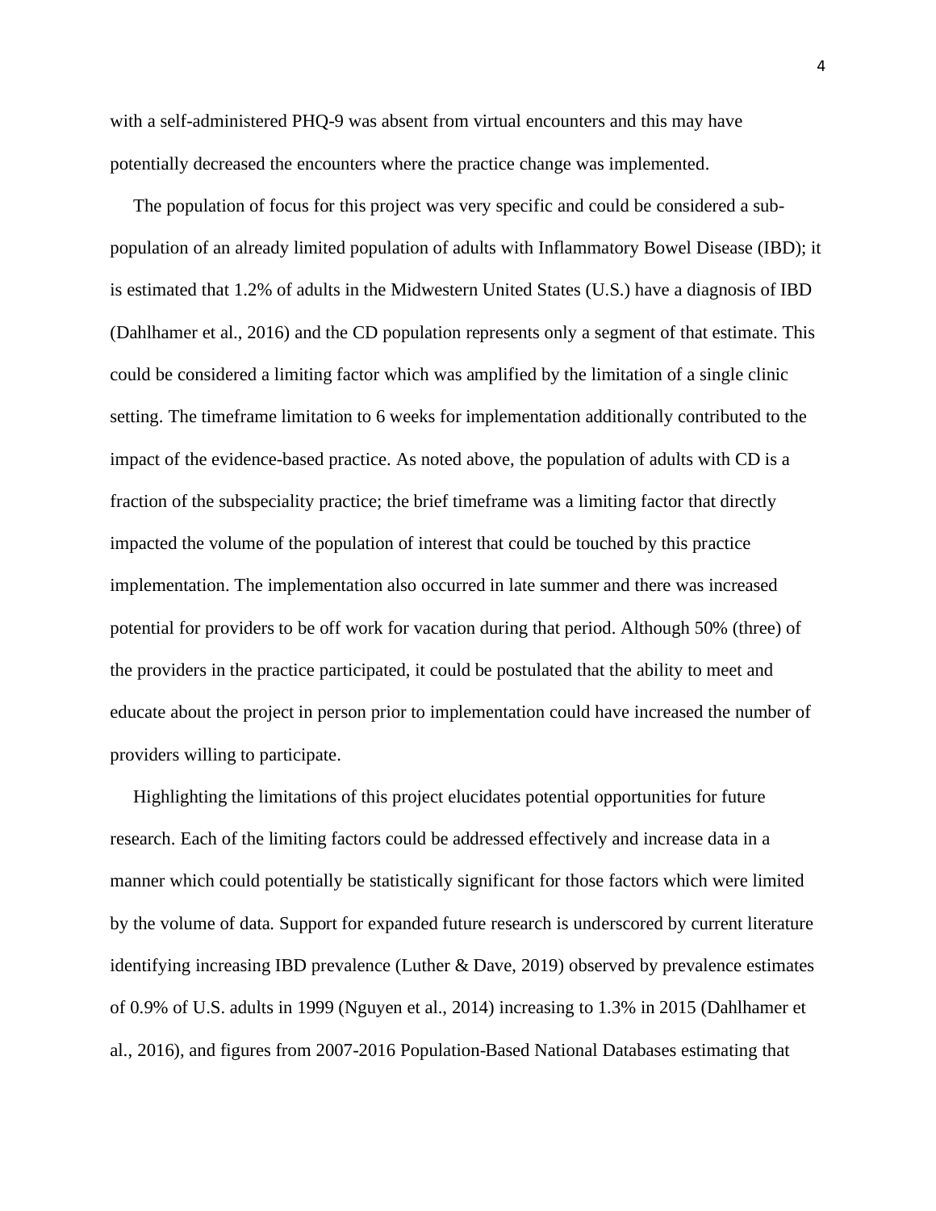with a self-administered PHQ-9 was absent from virtual encounters and this may have potentially decreased the encounters where the practice change was implemented.

The population of focus for this project was very specific and could be considered a sub-population of an already limited population of adults with Inflammatory Bowel Disease (IBD); it is estimated that 1.2% of adults in the Midwestern United States (U.S.) have a diagnosis of IBD (Dahlhamer et al., 2016) and the CD population represents only a segment of that estimate. This could be considered a limiting factor which was amplified by the limitation of a single clinic setting. The timeframe limitation to 6 weeks for implementation additionally contributed to the impact of the evidence-based practice. As noted above, the population of adults with CD is a fraction of the subspeciality practice; the brief timeframe was a limiting factor that directly impacted the volume of the population of interest that could be touched by this practice implementation. The implementation also occurred in late summer and there was increased potential for providers to be off work for vacation during that period. Although 50% (three) of the providers in the practice participated, it could be postulated that the ability to meet and educate about the project in person prior to implementation could have increased the number of providers willing to participate.

Highlighting the limitations of this project elucidates potential opportunities for future research. Each of the limiting factors could be addressed effectively and increase data in a manner which could potentially be statistically significant for those factors which were limited by the volume of data. Support for expanded future research is underscored by current literature identifying increasing IBD prevalence (Luther & Dave, 2019) observed by prevalence estimates of 0.9% of U.S. adults in 1999 (Nguyen et al., 2014) increasing to 1.3% in 2015 (Dahlhamer et al., 2016), and figures from 2007-2016 Population-Based National Databases estimating that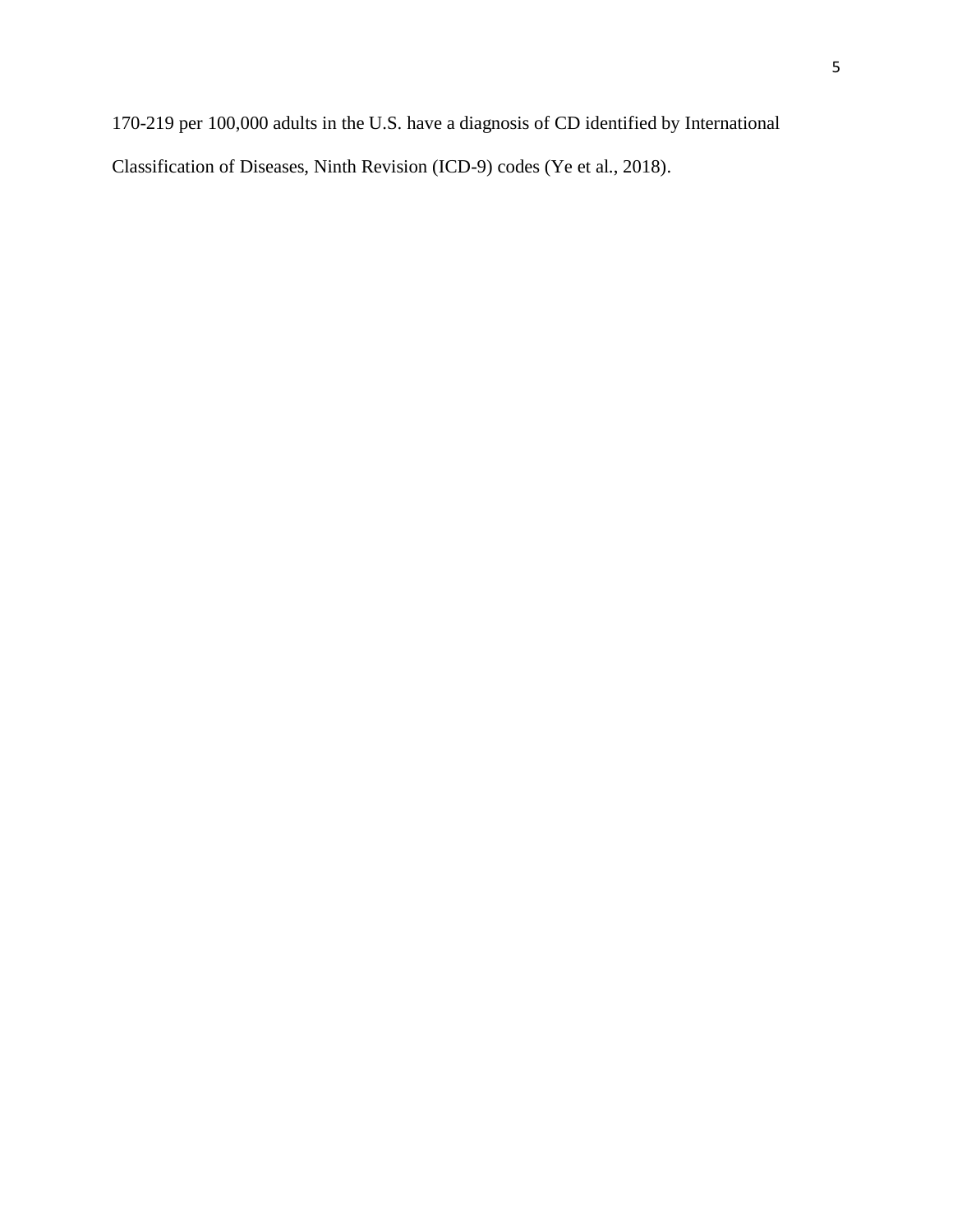170-219 per 100,000 adults in the U.S. have a diagnosis of CD identified by International Classification of Diseases, Ninth Revision (ICD-9) codes (Ye et al., 2018).